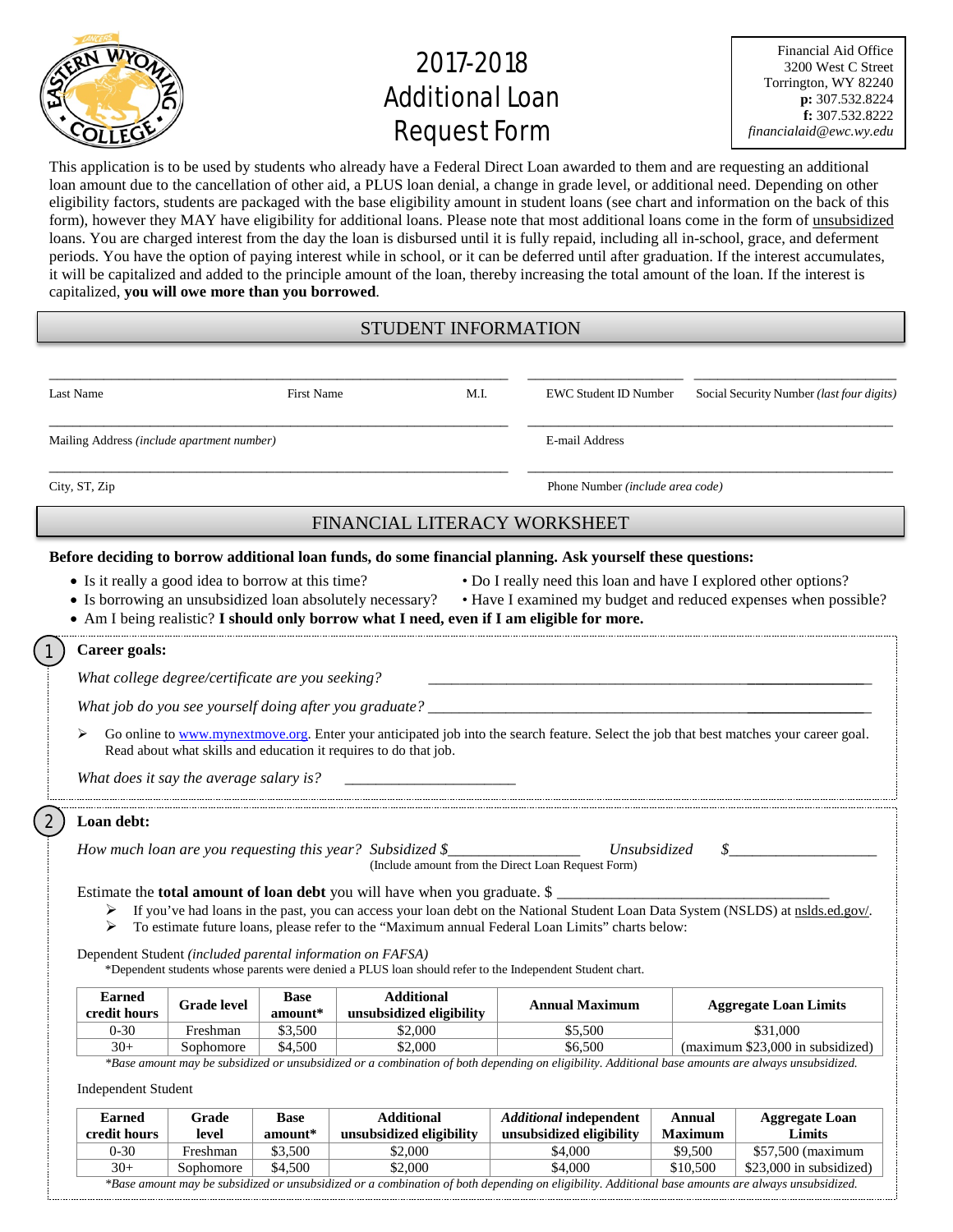# 2017-2018 Additional Loan Request Form

Financial Aid Office
3200 West C Street
Torrington, WY 82240
**p:** 307.532.8224
**f:** 307.532.8222
*financialaid@ewc.wy.edu*

This application is to be used by students who already have a Federal Direct Loan awarded to them and are requesting an additional loan amount due to the cancellation of other aid, a PLUS loan denial, a change in grade level, or additional need. Depending on other eligibility factors, students are packaged with the base eligibility amount in student loans (see chart and information on the back of this form), however they MAY have eligibility for additional loans. Please note that most additional loans come in the form of unsubsidized loans. You are charged interest from the day the loan is disbursed until it is fully repaid, including all in-school, grace, and deferment periods. You have the option of paying interest while in school, or it can be deferred until after graduation. If the interest accumulates, it will be capitalized and added to the principle amount of the loan, thereby increasing the total amount of the loan. If the interest is capitalized, **you will owe more than you borrowed**.

## STUDENT INFORMATION

Last Name ______ First Name ______ M.I. ______ EWC Student ID Number ______ Social Security Number *(last four digits)* ______

Mailing Address *(include apartment number)* ______ E-mail Address ______

City, ST, Zip ______ Phone Number *(include area code)* ______

## FINANCIAL LITERACY WORKSHEET

**Before deciding to borrow additional loan funds, do some financial planning. Ask yourself these questions:**

- Is it really a good idea to borrow at this time?
- Do I really need this loan and have I explored other options?
- Is borrowing an unsubsidized loan absolutely necessary?
- Have I examined my budget and reduced expenses when possible?
- Am I being realistic? **I should only borrow what I need, even if I am eligible for more.**

### 1 Career goals:

*What college degree/certificate are you seeking?* ______________________

*What job do you see yourself doing after you graduate?* ______________________

- Go online to www.mynextmove.org. Enter your anticipated job into the search feature. Select the job that best matches your career goal. Read about what skills and education it requires to do that job.

*What does it say the average salary is?* ______________________

### 2 Loan debt:

*How much loan are you requesting this year? Subsidized* $________________ *Unsubsidized* $________________
(Include amount from the Direct Loan Request Form)

Estimate the **total amount of loan debt** you will have when you graduate. $ ______________________

- If you've had loans in the past, you can access your loan debt on the National Student Loan Data System (NSLDS) at nslds.ed.gov/.
- To estimate future loans, please refer to the "Maximum annual Federal Loan Limits" charts below:

Dependent Student *(included parental information on FAFSA)*
*Dependent students whose parents were denied a PLUS loan should refer to the Independent Student chart.

| Earned credit hours | Grade level | Base amount* | Additional unsubsidized eligibility | Annual Maximum | Aggregate Loan Limits |
|---|---|---|---|---|---|
| 0-30 | Freshman | $3,500 | $2,000 | $5,500 | $31,000 |
| 30+ | Sophomore | $4,500 | $2,000 | $6,500 | (maximum $23,000 in subsidized) |

*\*Base amount may be subsidized or unsubsidized or a combination of both depending on eligibility. Additional base amounts are always unsubsidized.*

Independent Student

| Earned credit hours | Grade level | Base amount* | Additional unsubsidized eligibility | *Additional* independent unsubsidized eligibility | Annual Maximum | Aggregate Loan Limits |
|---|---|---|---|---|---|---|
| 0-30 | Freshman | $3,500 | $2,000 | $4,000 | $9,500 | $57,500 (maximum |
| 30+ | Sophomore | $4,500 | $2,000 | $4,000 | $10,500 | $23,000 in subsidized) |

*\*Base amount may be subsidized or unsubsidized or a combination of both depending on eligibility. Additional base amounts are always unsubsidized.*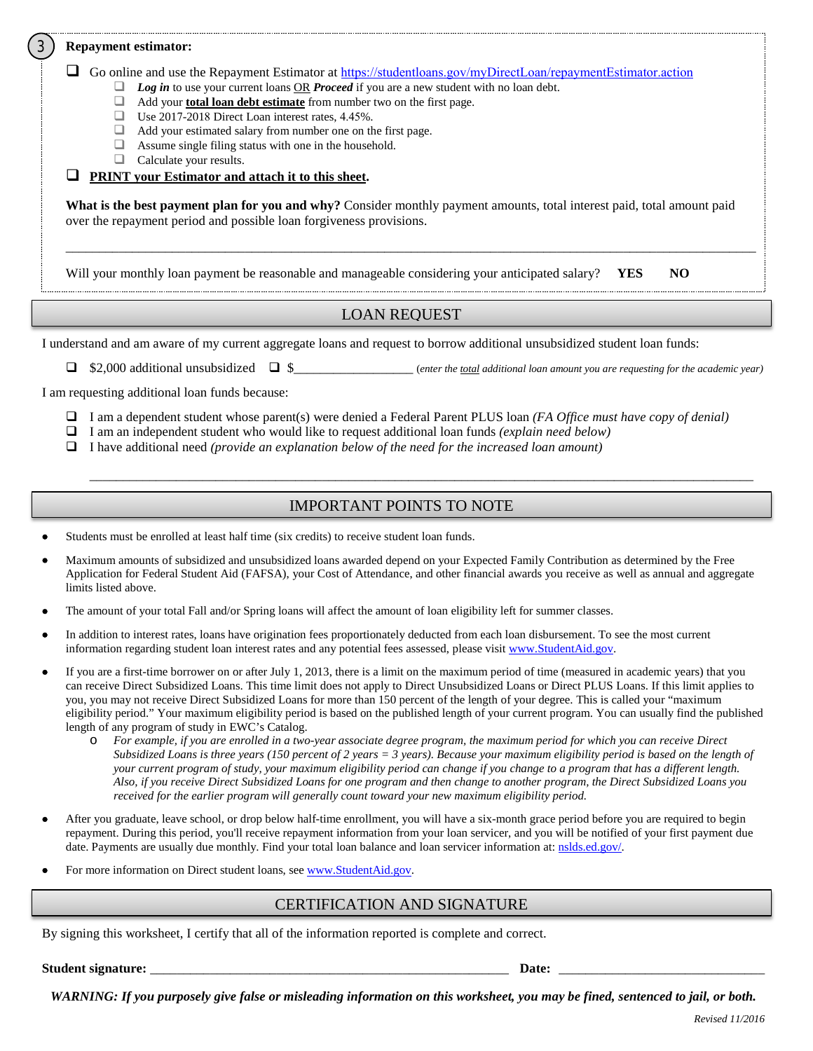## 3 Repayment estimator:

- ☐ Go online and use the Repayment Estimator at https://studentloans.gov/myDirectLoan/repaymentEstimator.action
  - ☐ ***Log in*** to use your current loans OR ***Proceed*** if you are a new student with no loan debt.
  - ☐ Add your **total loan debt estimate** from number two on the first page.
  - ☐ Use 2017-2018 Direct Loan interest rates, 4.45%.
  - ☐ Add your estimated salary from number one on the first page.
  - ☐ Assume single filing status with one in the household.
  - ☐ Calculate your results.
- ☐ **PRINT your Estimator and attach it to this sheet.**

**What is the best payment plan for you and why?** Consider monthly payment amounts, total interest paid, total amount paid over the repayment period and possible loan forgiveness provisions.

\_\_\_\_\_\_\_\_\_\_\_\_\_\_\_\_\_\_\_\_\_\_\_\_\_\_\_\_\_\_\_\_\_\_\_\_\_\_\_\_\_\_\_\_\_\_\_\_\_\_\_\_\_\_\_\_\_\_\_\_\_\_\_\_\_\_\_\_\_\_\_\_\_\_\_\_\_\_

Will your monthly loan payment be reasonable and manageable considering your anticipated salary? **YES** **NO**

## LOAN REQUEST

I understand and am aware of my current aggregate loans and request to borrow additional unsubsidized student loan funds:

☐ $2,000 additional unsubsidized ☐ $\_\_\_\_\_\_\_\_\_\_\_\_\_\_\_\_\_\_ *(enter the total additional loan amount you are requesting for the academic year)*

I am requesting additional loan funds because:

- ☐ I am a dependent student whose parent(s) were denied a Federal Parent PLUS loan *(FA Office must have copy of denial)*
- ☐ I am an independent student who would like to request additional loan funds *(explain need below)*
- ☐ I have additional need *(provide an explanation below of the need for the increased loan amount)*

\_\_\_\_\_\_\_\_\_\_\_\_\_\_\_\_\_\_\_\_\_\_\_\_\_\_\_\_\_\_\_\_\_\_\_\_\_\_\_\_\_\_\_\_\_\_\_\_\_\_\_\_\_\_\_\_\_\_\_\_\_\_\_\_\_\_\_\_\_\_\_\_\_\_\_\_\_\_

## IMPORTANT POINTS TO NOTE

- Students must be enrolled at least half time (six credits) to receive student loan funds.
- Maximum amounts of subsidized and unsubsidized loans awarded depend on your Expected Family Contribution as determined by the Free Application for Federal Student Aid (FAFSA), your Cost of Attendance, and other financial awards you receive as well as annual and aggregate limits listed above.
- The amount of your total Fall and/or Spring loans will affect the amount of loan eligibility left for summer classes.
- In addition to interest rates, loans have origination fees proportionately deducted from each loan disbursement. To see the most current information regarding student loan interest rates and any potential fees assessed, please visit www.StudentAid.gov.
- If you are a first-time borrower on or after July 1, 2013, there is a limit on the maximum period of time (measured in academic years) that you can receive Direct Subsidized Loans. This time limit does not apply to Direct Unsubsidized Loans or Direct PLUS Loans. If this limit applies to you, you may not receive Direct Subsidized Loans for more than 150 percent of the length of your degree. This is called your "maximum eligibility period." Your maximum eligibility period is based on the published length of your current program. You can usually find the published length of any program of study in EWC's Catalog.
  - *For example, if you are enrolled in a two-year associate degree program, the maximum period for which you can receive Direct Subsidized Loans is three years (150 percent of 2 years = 3 years). Because your maximum eligibility period is based on the length of your current program of study, your maximum eligibility period can change if you change to a program that has a different length. Also, if you receive Direct Subsidized Loans for one program and then change to another program, the Direct Subsidized Loans you received for the earlier program will generally count toward your new maximum eligibility period.*
- After you graduate, leave school, or drop below half-time enrollment, you will have a six-month grace period before you are required to begin repayment. During this period, you'll receive repayment information from your loan servicer, and you will be notified of your first payment due date. Payments are usually due monthly. Find your total loan balance and loan servicer information at: nslds.ed.gov/.
- For more information on Direct student loans, see www.StudentAid.gov.

## CERTIFICATION AND SIGNATURE

By signing this worksheet, I certify that all of the information reported is complete and correct.

**Student signature:** \_\_\_\_\_\_\_\_\_\_\_\_\_\_\_\_\_\_\_\_\_\_\_\_\_\_\_\_\_\_\_\_\_\_\_\_\_\_\_\_\_\_\_\_\_\_\_\_\_\_ **Date:** \_\_\_\_\_\_\_\_\_\_\_\_\_\_\_\_\_\_\_\_\_\_\_\_\_\_\_\_\_\_

***WARNING: If you purposely give false or misleading information on this worksheet, you may be fined, sentenced to jail, or both.***

*Revised 11/2016*